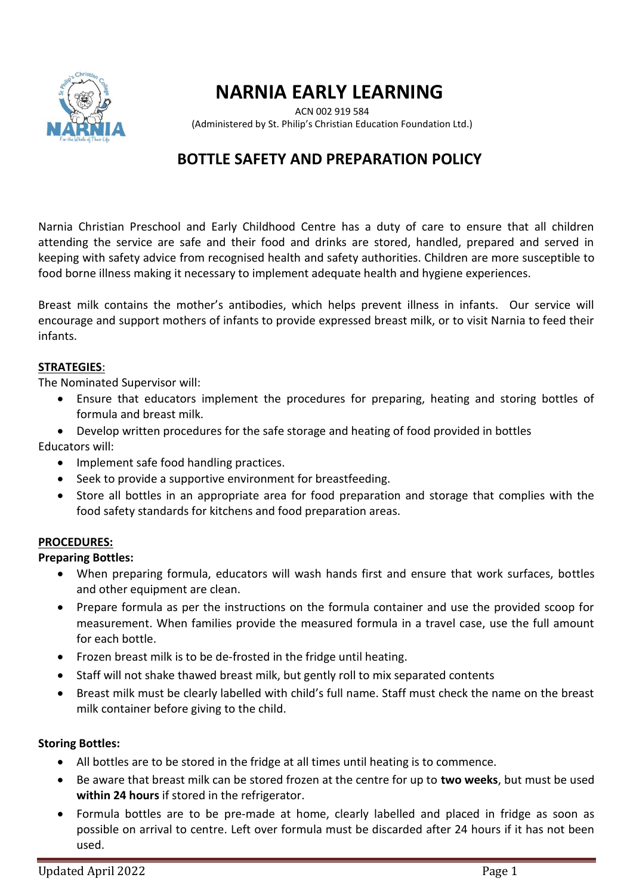# NARNIA EARLY LEARNING

ACN 002 919 584
(Administered by St. Philip's Christian Education Foundation Ltd.)

## BOTTLE SAFETY AND PREPARATION POLICY

Narnia Christian Preschool and Early Childhood Centre has a duty of care to ensure that all children attending the service are safe and their food and drinks are stored, handled, prepared and served in keeping with safety advice from recognised health and safety authorities. Children are more susceptible to food borne illness making it necessary to implement adequate health and hygiene experiences.

Breast milk contains the mother's antibodies, which helps prevent illness in infants. Our service will encourage and support mothers of infants to provide expressed breast milk, or to visit Narnia to feed their infants.

**STRATEGIES**:

The Nominated Supervisor will:

- Ensure that educators implement the procedures for preparing, heating and storing bottles of formula and breast milk.
- Develop written procedures for the safe storage and heating of food provided in bottles

Educators will:

- Implement safe food handling practices.
- Seek to provide a supportive environment for breastfeeding.
- Store all bottles in an appropriate area for food preparation and storage that complies with the food safety standards for kitchens and food preparation areas.

**PROCEDURES:**

**Preparing Bottles:**

- When preparing formula, educators will wash hands first and ensure that work surfaces, bottles and other equipment are clean.
- Prepare formula as per the instructions on the formula container and use the provided scoop for measurement. When families provide the measured formula in a travel case, use the full amount for each bottle.
- Frozen breast milk is to be de-frosted in the fridge until heating.
- Staff will not shake thawed breast milk, but gently roll to mix separated contents
- Breast milk must be clearly labelled with child's full name. Staff must check the name on the breast milk container before giving to the child.

**Storing Bottles:**

- All bottles are to be stored in the fridge at all times until heating is to commence.
- Be aware that breast milk can be stored frozen at the centre for up to **two weeks**, but must be used **within 24 hours** if stored in the refrigerator.
- Formula bottles are to be pre-made at home, clearly labelled and placed in fridge as soon as possible on arrival to centre. Left over formula must be discarded after 24 hours if it has not been used.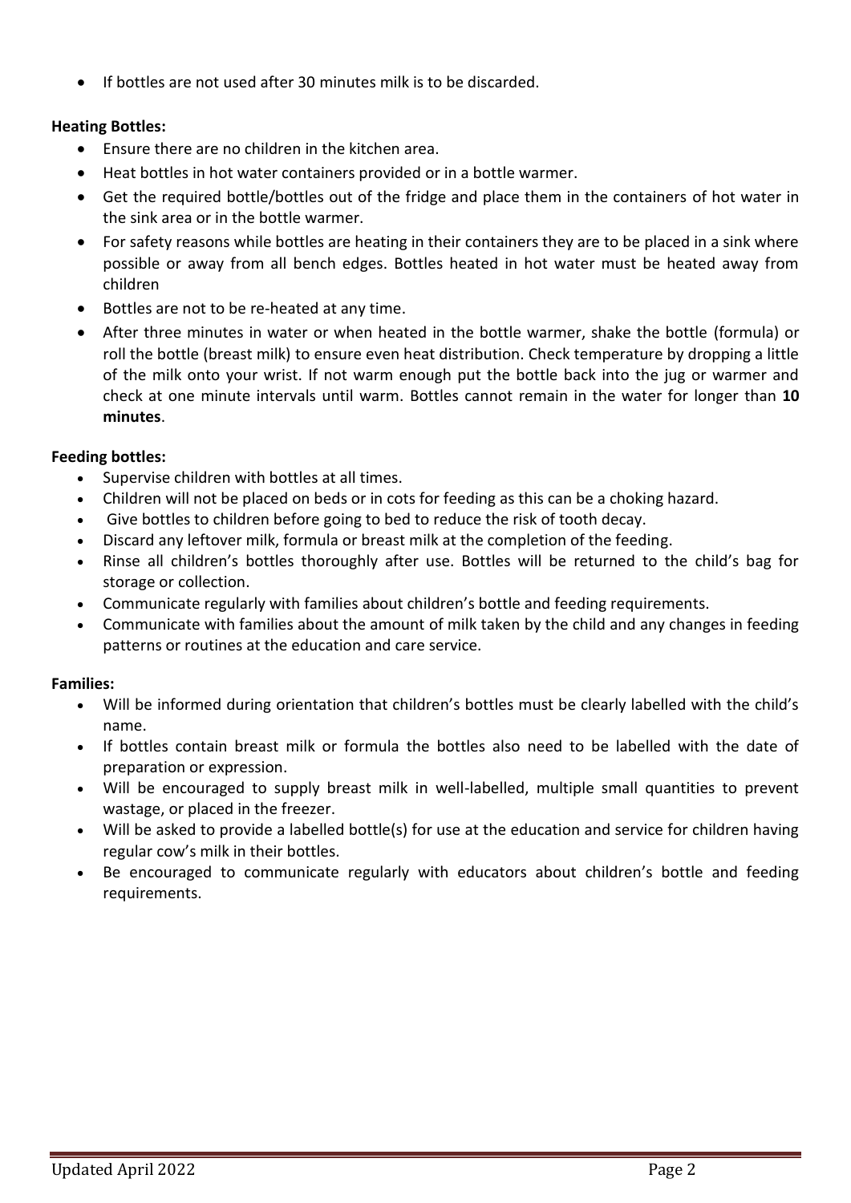- If bottles are not used after 30 minutes milk is to be discarded.

**Heating Bottles:**

- Ensure there are no children in the kitchen area.
- Heat bottles in hot water containers provided or in a bottle warmer.
- Get the required bottle/bottles out of the fridge and place them in the containers of hot water in the sink area or in the bottle warmer.
- For safety reasons while bottles are heating in their containers they are to be placed in a sink where possible or away from all bench edges. Bottles heated in hot water must be heated away from children
- Bottles are not to be re-heated at any time.
- After three minutes in water or when heated in the bottle warmer, shake the bottle (formula) or roll the bottle (breast milk) to ensure even heat distribution. Check temperature by dropping a little of the milk onto your wrist. If not warm enough put the bottle back into the jug or warmer and check at one minute intervals until warm. Bottles cannot remain in the water for longer than **10 minutes**.

**Feeding bottles:**

- Supervise children with bottles at all times.
- Children will not be placed on beds or in cots for feeding as this can be a choking hazard.
- Give bottles to children before going to bed to reduce the risk of tooth decay.
- Discard any leftover milk, formula or breast milk at the completion of the feeding.
- Rinse all children's bottles thoroughly after use. Bottles will be returned to the child's bag for storage or collection.
- Communicate regularly with families about children's bottle and feeding requirements.
- Communicate with families about the amount of milk taken by the child and any changes in feeding patterns or routines at the education and care service.

**Families:**

- Will be informed during orientation that children's bottles must be clearly labelled with the child's name.
- If bottles contain breast milk or formula the bottles also need to be labelled with the date of preparation or expression.
- Will be encouraged to supply breast milk in well-labelled, multiple small quantities to prevent wastage, or placed in the freezer.
- Will be asked to provide a labelled bottle(s) for use at the education and service for children having regular cow's milk in their bottles.
- Be encouraged to communicate regularly with educators about children's bottle and feeding requirements.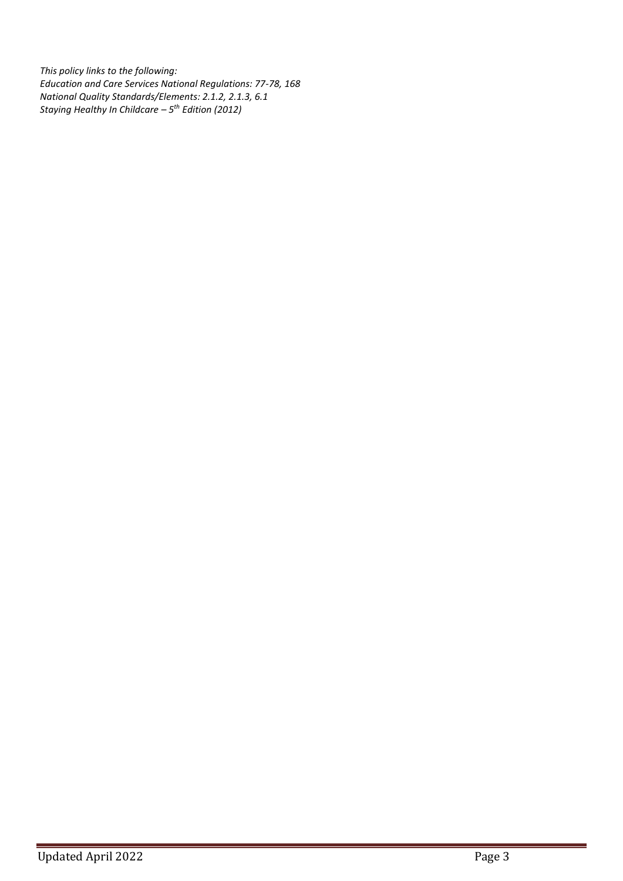*This policy links to the following:*
*Education and Care Services National Regulations: 77-78, 168*
*National Quality Standards/Elements: 2.1.2, 2.1.3, 6.1*
*Staying Healthy In Childcare – 5th Edition (2012)*